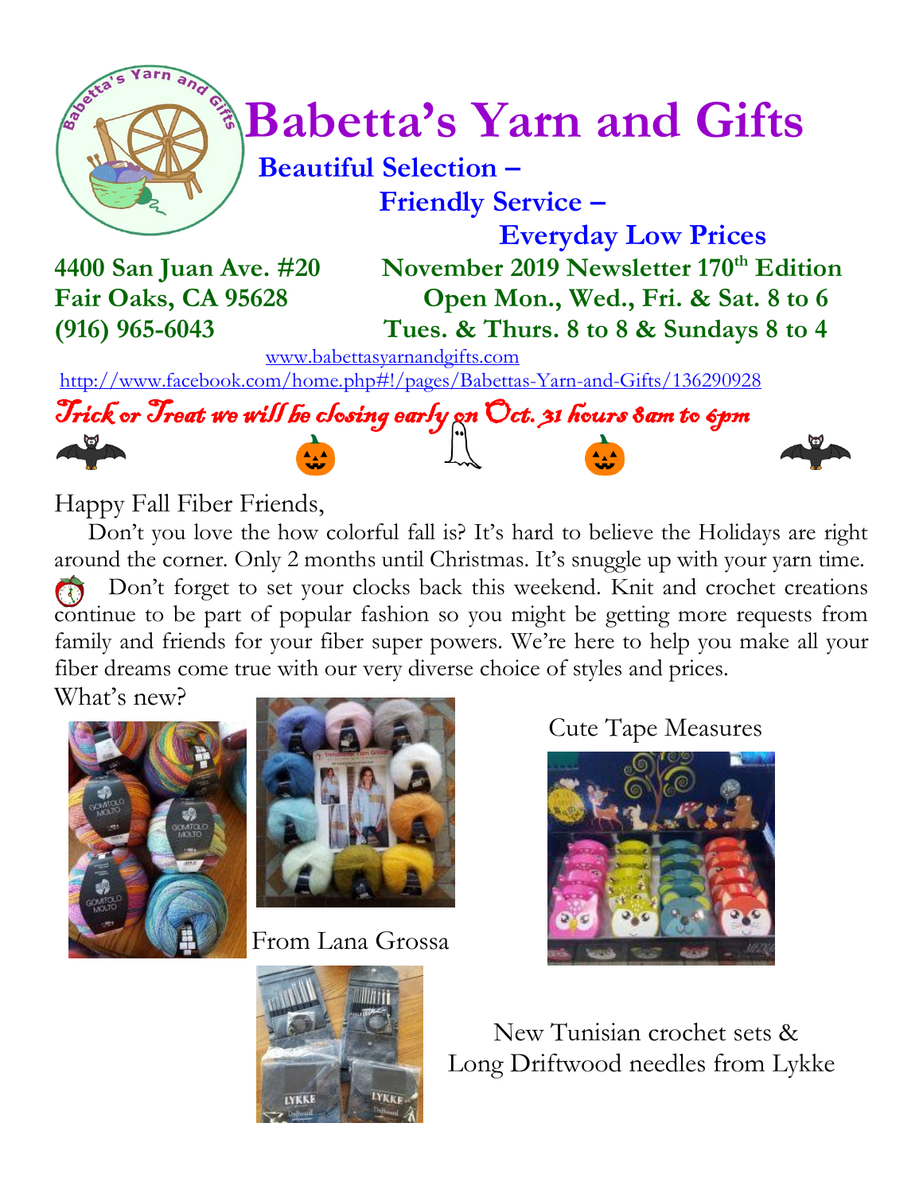# Babetta's Yarn and Gifts

**Beautiful Selection –**

**Friendly Service –**

**Everyday Low Prices**

**4400 San Juan Ave. #20**
**Fair Oaks, CA 95628**
**(916) 965-6043**

**November 2019 Newsletter 170th Edition**
**Open Mon., Wed., Fri. & Sat. 8 to 6**
**Tues. & Thurs. 8 to 8 & Sundays 8 to 4**

www.babettasyarnandgifts.com

http://www.facebook.com/home.php#!/pages/Babettas-Yarn-and-Gifts/136290928

*Trick or Treat we will be closing early on Oct. 31 hours 8am to 6pm*

Happy Fall Fiber Friends,

Don't you love the how colorful fall is? It's hard to believe the Holidays are right around the corner. Only 2 months until Christmas. It's snuggle up with your yarn time. Don't forget to set your clocks back this weekend. Knit and crochet creations continue to be part of popular fashion so you might be getting more requests from family and friends for your fiber super powers. We're here to help you make all your fiber dreams come true with our very diverse choice of styles and prices.

What's new?

From Lana Grossa

Cute Tape Measures

New Tunisian crochet sets & Long Driftwood needles from Lykke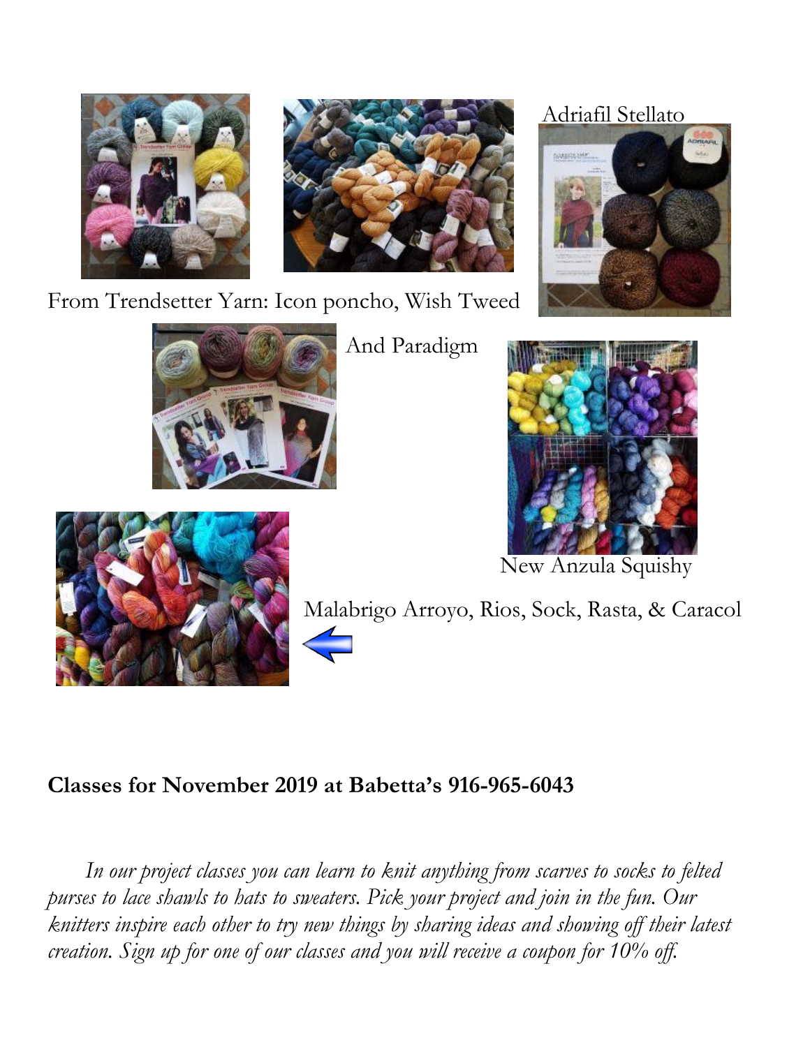Adriafil Stellato

From Trendsetter Yarn: Icon poncho, Wish Tweed

And Paradigm

New Anzula Squishy

Malabrigo Arroyo, Rios, Sock, Rasta, & Caracol

**Classes for November 2019 at Babetta's 916-965-6043**

*In our project classes you can learn to knit anything from scarves to socks to felted purses to lace shawls to hats to sweaters. Pick your project and join in the fun. Our knitters inspire each other to try new things by sharing ideas and showing off their latest creation. Sign up for one of our classes and you will receive a coupon for 10% off.*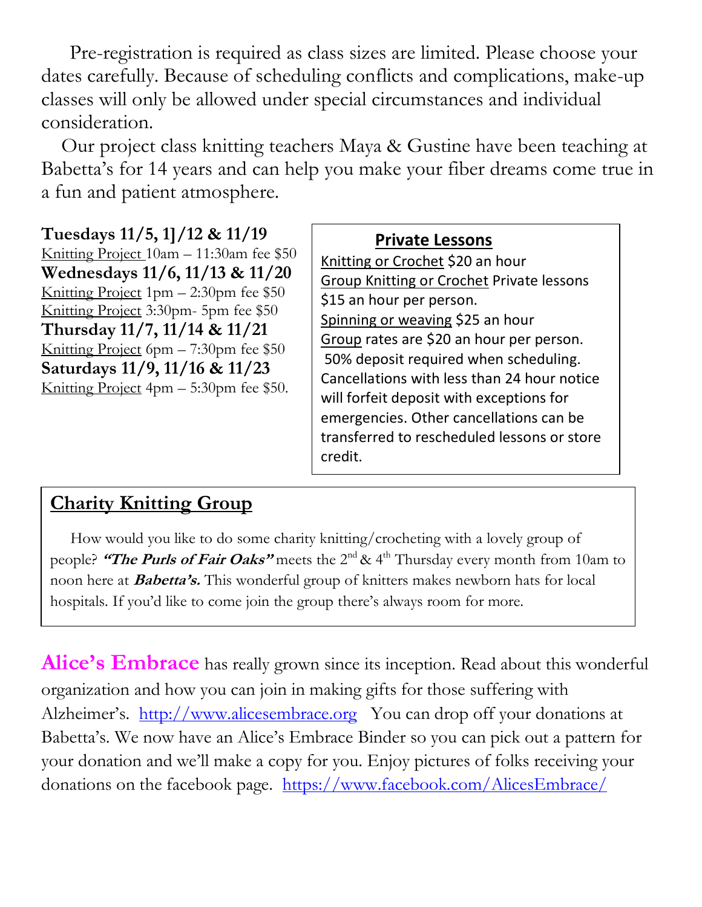Pre-registration is required as class sizes are limited. Please choose your dates carefully. Because of scheduling conflicts and complications, make-up classes will only be allowed under special circumstances and individual consideration.

Our project class knitting teachers Maya & Gustine have been teaching at Babetta's for 14 years and can help you make your fiber dreams come true in a fun and patient atmosphere.

**Tuesdays 11/5, 1]/12 & 11/19**
Knitting Project 10am – 11:30am fee $50
**Wednesdays 11/6, 11/13 & 11/20**
Knitting Project 1pm – 2:30pm fee $50
Knitting Project 3:30pm- 5pm fee $50
**Thursday 11/7, 11/14 & 11/21**
Knitting Project 6pm – 7:30pm fee $50
**Saturdays 11/9, 11/16 & 11/23**
Knitting Project 4pm – 5:30pm fee $50.

## Private Lessons

Knitting or Crochet $20 an hour
Group Knitting or Crochet Private lessons $15 an hour per person.
Spinning or weaving $25 an hour
Group rates are $20 an hour per person.
50% deposit required when scheduling. Cancellations with less than 24 hour notice will forfeit deposit with exceptions for emergencies. Other cancellations can be transferred to rescheduled lessons or store credit.

## Charity Knitting Group

How would you like to do some charity knitting/crocheting with a lovely group of people? ***"The Purls of Fair Oaks"*** meets the 2nd & 4th Thursday every month from 10am to noon here at ***Babetta's.*** This wonderful group of knitters makes newborn hats for local hospitals. If you'd like to come join the group there's always room for more.

**Alice's Embrace** has really grown since its inception. Read about this wonderful organization and how you can join in making gifts for those suffering with Alzheimer's. http://www.alicesembrace.org You can drop off your donations at Babetta's. We now have an Alice's Embrace Binder so you can pick out a pattern for your donation and we'll make a copy for you. Enjoy pictures of folks receiving your donations on the facebook page. https://www.facebook.com/AlicesEmbrace/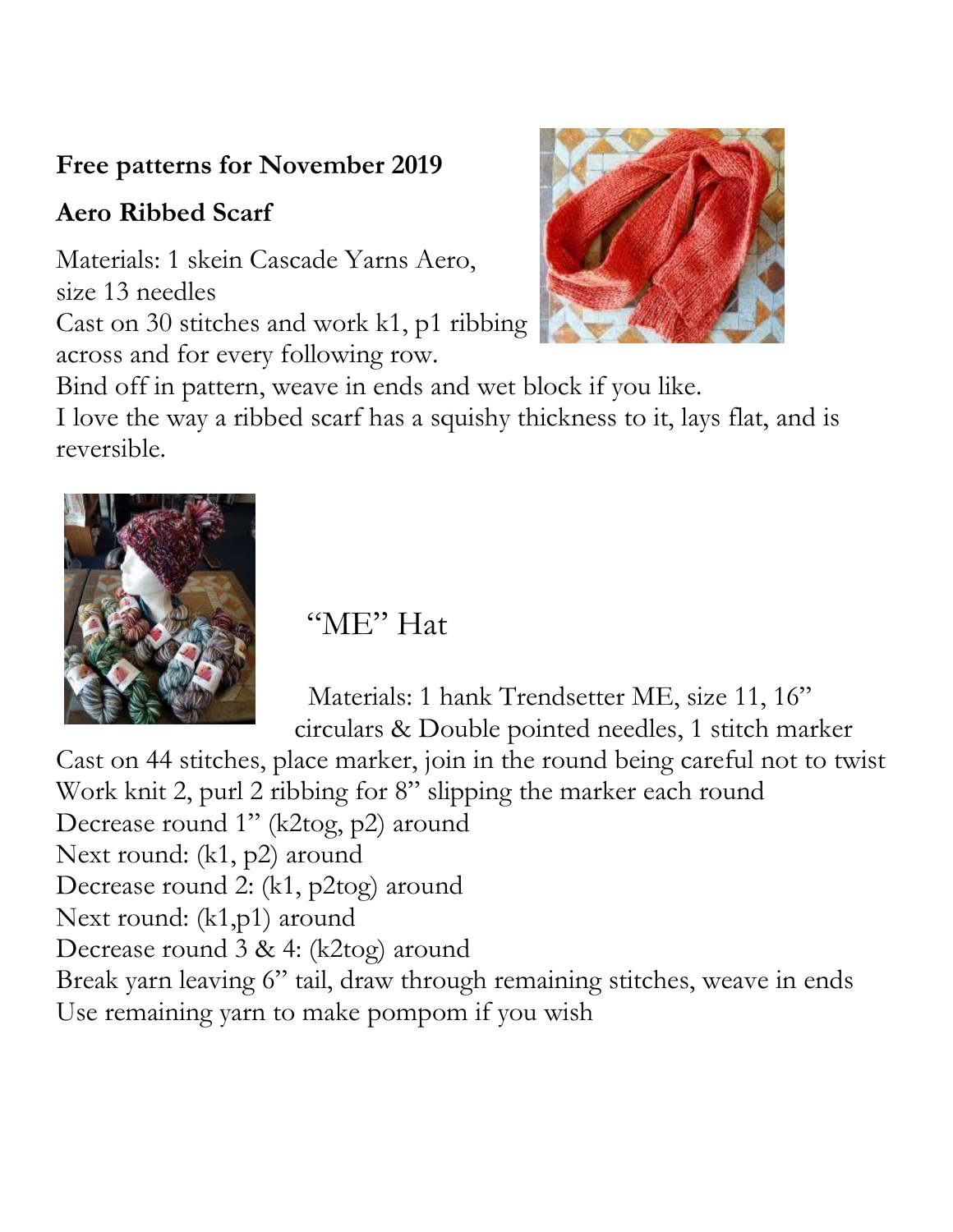**Free patterns for November 2019**

**Aero Ribbed Scarf**

Materials: 1 skein Cascade Yarns Aero, size 13 needles

Cast on 30 stitches and work k1, p1 ribbing across and for every following row.

Bind off in pattern, weave in ends and wet block if you like.

I love the way a ribbed scarf has a squishy thickness to it, lays flat, and is reversible.

"ME" Hat

Materials: 1 hank Trendsetter ME, size 11, 16" circulars & Double pointed needles, 1 stitch marker

Cast on 44 stitches, place marker, join in the round being careful not to twist

Work knit 2, purl 2 ribbing for 8" slipping the marker each round

Decrease round 1" (k2tog, p2) around

Next round: (k1, p2) around

Decrease round 2: (k1, p2tog) around

Next round: (k1,p1) around

Decrease round 3 & 4: (k2tog) around

Break yarn leaving 6" tail, draw through remaining stitches, weave in ends

Use remaining yarn to make pompom if you wish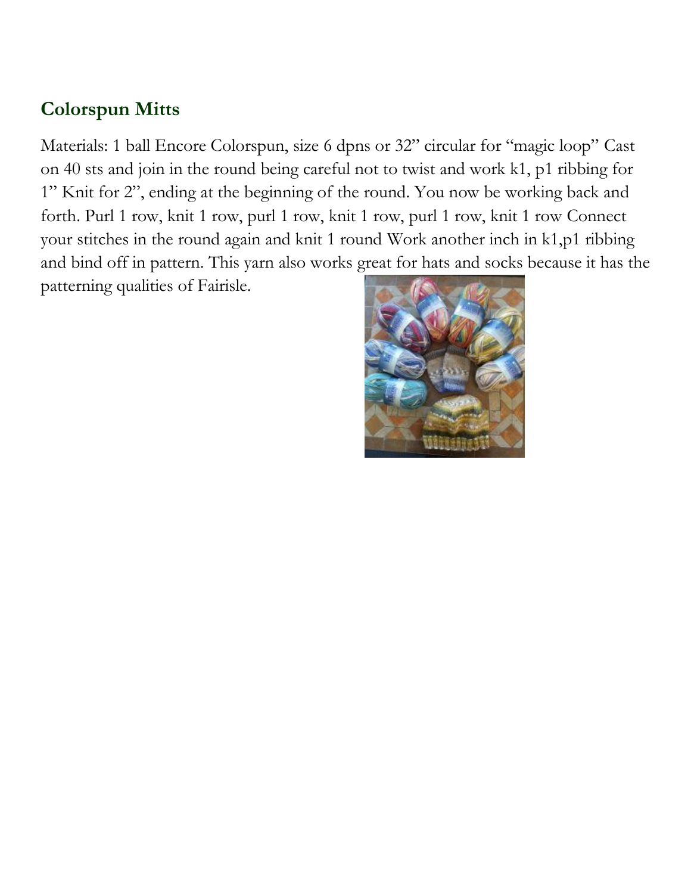## Colorspun Mitts

Materials: 1 ball Encore Colorspun, size 6 dpns or 32" circular for "magic loop" Cast on 40 sts and join in the round being careful not to twist and work k1, p1 ribbing for 1" Knit for 2", ending at the beginning of the round. You now be working back and forth. Purl 1 row, knit 1 row, purl 1 row, knit 1 row, purl 1 row, knit 1 row Connect your stitches in the round again and knit 1 round Work another inch in k1,p1 ribbing and bind off in pattern. This yarn also works great for hats and socks because it has the patterning qualities of Fairisle.